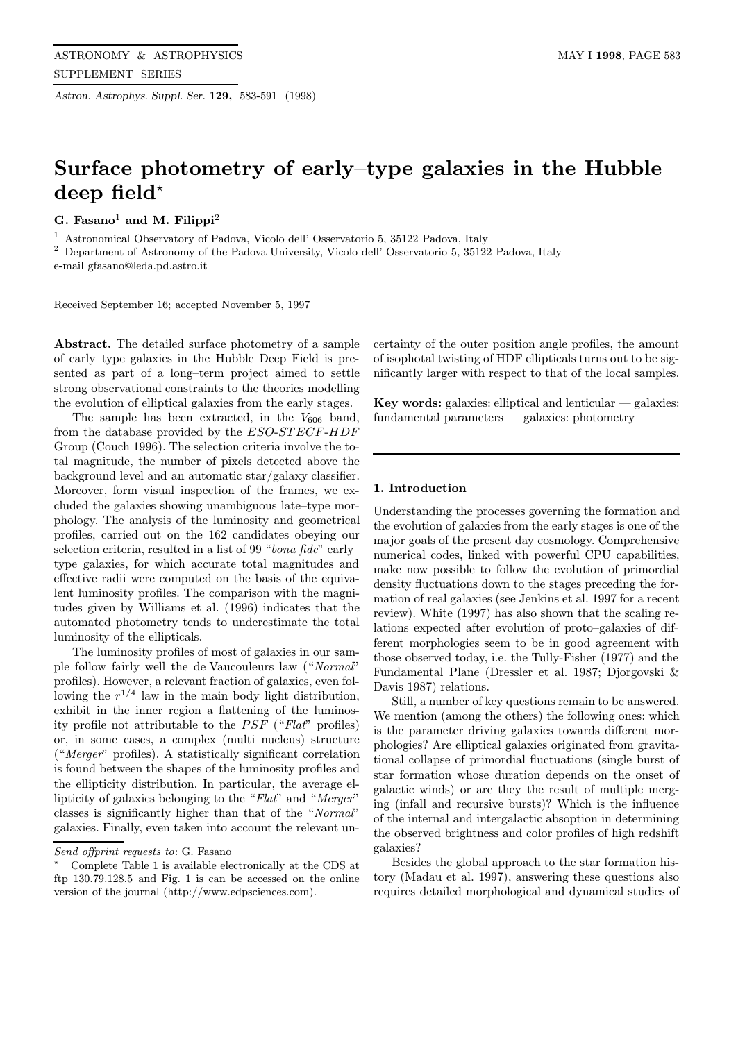# Surface photometry of early–type galaxies in the Hubble deep field*

**G. Fasano**[1] **and M. Filippi**[2]

[1] Astronomical Observatory of Padova, Vicolo dell' Osservatorio 5, 35122 Padova, Italy
[2] Department of Astronomy of the Padova University, Vicolo dell' Osservatorio 5, 35122 Padova, Italy
e-mail gfasano@leda.pd.astro.it

Received September 16; accepted November 5, 1997

**Abstract.** The detailed surface photometry of a sample of early–type galaxies in the Hubble Deep Field is presented as part of a long–term project aimed to settle strong observational constraints to the theories modelling the evolution of elliptical galaxies from the early stages.

The sample has been extracted, in the $V_{606}$ band, from the database provided by the *ESO-STECF-HDF* Group (Couch 1996). The selection criteria involve the total magnitude, the number of pixels detected above the background level and an automatic star/galaxy classifier. Moreover, form visual inspection of the frames, we excluded the galaxies showing unambiguous late–type morphology. The analysis of the luminosity and geometrical profiles, carried out on the 162 candidates obeying our selection criteria, resulted in a list of 99 "*bona fide*" early–type galaxies, for which accurate total magnitudes and effective radii were computed on the basis of the equivalent luminosity profiles. The comparison with the magnitudes given by Williams et al. (1996) indicates that the automated photometry tends to underestimate the total luminosity of the ellipticals.

The luminosity profiles of most of galaxies in our sample follow fairly well the de Vaucouleurs law ("*Normal*" profiles). However, a relevant fraction of galaxies, even following the $r^{1/4}$ law in the main body light distribution, exhibit in the inner region a flattening of the luminosity profile not attributable to the *PSF* ("*Flat*" profiles) or, in some cases, a complex (multi–nucleus) structure ("*Merger*" profiles). A statistically significant correlation is found between the shapes of the luminosity profiles and the ellipticity distribution. In particular, the average ellipticity of galaxies belonging to the "*Flat*" and "*Merger*" classes is significantly higher than that of the "*Normal*" galaxies. Finally, even taken into account the relevant uncertainty of the outer position angle profiles, the amount of isophotal twisting of HDF ellipticals turns out to be significantly larger with respect to that of the local samples.

**Key words:** galaxies: elliptical and lenticular — galaxies: fundamental parameters — galaxies: photometry

*Send offprint requests to*: G. Fasano

* Complete Table 1 is available electronically at the CDS at ftp 130.79.128.5 and Fig. 1 is can be accessed on the online version of the journal (http://www.edpsciences.com).

## 1. Introduction

Understanding the processes governing the formation and the evolution of galaxies from the early stages is one of the major goals of the present day cosmology. Comprehensive numerical codes, linked with powerful CPU capabilities, make now possible to follow the evolution of primordial density fluctuations down to the stages preceding the formation of real galaxies (see Jenkins et al. 1997 for a recent review). White (1997) has also shown that the scaling relations expected after evolution of proto–galaxies of different morphologies seem to be in good agreement with those observed today, i.e. the Tully-Fisher (1977) and the Fundamental Plane (Dressler et al. 1987; Djorgovski & Davis 1987) relations.

Still, a number of key questions remain to be answered. We mention (among the others) the following ones: which is the parameter driving galaxies towards different morphologies? Are elliptical galaxies originated from gravitational collapse of primordial fluctuations (single burst of star formation whose duration depends on the onset of galactic winds) or are they the result of multiple merging (infall and recursive bursts)? Which is the influence of the internal and intergalactic absoption in determining the observed brightness and color profiles of high redshift galaxies?

Besides the global approach to the star formation history (Madau et al. 1997), answering these questions also requires detailed morphological and dynamical studies of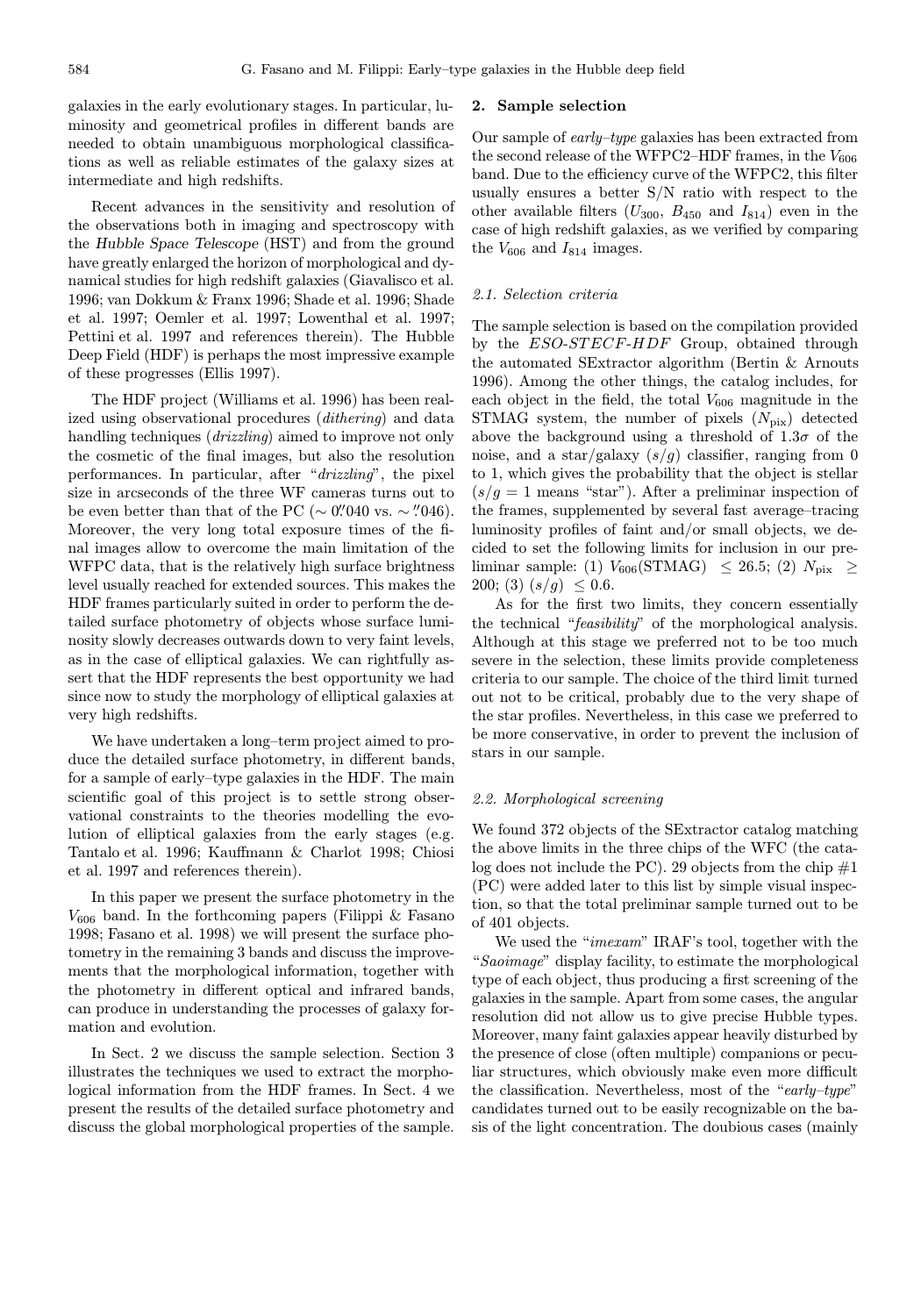galaxies in the early evolutionary stages. In particular, luminosity and geometrical profiles in different bands are needed to obtain unambiguous morphological classifications as well as reliable estimates of the galaxy sizes at intermediate and high redshifts.

Recent advances in the sensitivity and resolution of the observations both in imaging and spectroscopy with the *Hubble Space Telescope* (HST) and from the ground have greatly enlarged the horizon of morphological and dynamical studies for high redshift galaxies (Giavalisco et al. 1996; van Dokkum & Franx 1996; Shade et al. 1996; Shade et al. 1997; Oemler et al. 1997; Lowenthal et al. 1997; Pettini et al. 1997 and references therein). The Hubble Deep Field (HDF) is perhaps the most impressive example of these progresses (Ellis 1997).

The HDF project (Williams et al. 1996) has been realized using observational procedures (*dithering*) and data handling techniques (*drizzling*) aimed to improve not only the cosmetic of the final images, but also the resolution performances. In particular, after "*drizzling*", the pixel size in arcseconds of the three WF cameras turns out to be even better than that of the PC ($\sim 0\farcs040$ vs. $\sim \farcs046$). Moreover, the very long total exposure times of the final images allow to overcome the main limitation of the WFPC data, that is the relatively high surface brightness level usually reached for extended sources. This makes the HDF frames particularly suited in order to perform the detailed surface photometry of objects whose surface luminosity slowly decreases outwards down to very faint levels, as in the case of elliptical galaxies. We can rightfully assert that the HDF represents the best opportunity we had since now to study the morphology of elliptical galaxies at very high redshifts.

We have undertaken a long–term project aimed to produce the detailed surface photometry, in different bands, for a sample of early–type galaxies in the HDF. The main scientific goal of this project is to settle strong observational constraints to the theories modelling the evolution of elliptical galaxies from the early stages (e.g. Tantalo et al. 1996; Kauffmann & Charlot 1998; Chiosi et al. 1997 and references therein).

In this paper we present the surface photometry in the $V_{606}$ band. In the forthcoming papers (Filippi & Fasano 1998; Fasano et al. 1998) we will present the surface photometry in the remaining 3 bands and discuss the improvements that the morphological information, together with the photometry in different optical and infrared bands, can produce in understanding the processes of galaxy formation and evolution.

In Sect. 2 we discuss the sample selection. Section 3 illustrates the techniques we used to extract the morphological information from the HDF frames. In Sect. 4 we present the results of the detailed surface photometry and discuss the global morphological properties of the sample.

## 2. Sample selection

Our sample of *early–type* galaxies has been extracted from the second release of the WFPC2–HDF frames, in the $V_{606}$ band. Due to the efficiency curve of the WFPC2, this filter usually ensures a better S/N ratio with respect to the other available filters ($U_{300}$, $B_{450}$ and $I_{814}$) even in the case of high redshift galaxies, as we verified by comparing the $V_{606}$ and $I_{814}$ images.

### 2.1. Selection criteria

The sample selection is based on the compilation provided by the *ESO-STECF-HDF* Group, obtained through the automated SExtractor algorithm (Bertin & Arnouts 1996). Among the other things, the catalog includes, for each object in the field, the total $V_{606}$ magnitude in the STMAG system, the number of pixels ($N_{\rm pix}$) detected above the background using a threshold of $1.3\sigma$ of the noise, and a star/galaxy ($s/g$) classifier, ranging from 0 to 1, which gives the probability that the object is stellar ($s/g = 1$ means "star"). After a preliminar inspection of the frames, supplemented by several fast average–tracing luminosity profiles of faint and/or small objects, we decided to set the following limits for inclusion in our preliminar sample: (1) $V_{606}$(STMAG) $\leq 26.5$; (2) $N_{\rm pix} \geq 200$; (3) $(s/g) \leq 0.6$.

As for the first two limits, they concern essentially the technical "*feasibility*" of the morphological analysis. Although at this stage we preferred not to be too much severe in the selection, these limits provide completeness criteria to our sample. The choice of the third limit turned out not to be critical, probably due to the very shape of the star profiles. Nevertheless, in this case we preferred to be more conservative, in order to prevent the inclusion of stars in our sample.

### 2.2. Morphological screening

We found 372 objects of the SExtractor catalog matching the above limits in the three chips of the WFC (the catalog does not include the PC). 29 objects from the chip #1 (PC) were added later to this list by simple visual inspection, so that the total preliminar sample turned out to be of 401 objects.

We used the "*imexam*" IRAF's tool, together with the "*Saoimage*" display facility, to estimate the morphological type of each object, thus producing a first screening of the galaxies in the sample. Apart from some cases, the angular resolution did not allow us to give precise Hubble types. Moreover, many faint galaxies appear heavily disturbed by the presence of close (often multiple) companions or peculiar structures, which obviously make even more difficult the classification. Nevertheless, most of the "*early–type*" candidates turned out to be easily recognizable on the basis of the light concentration. The doubious cases (mainly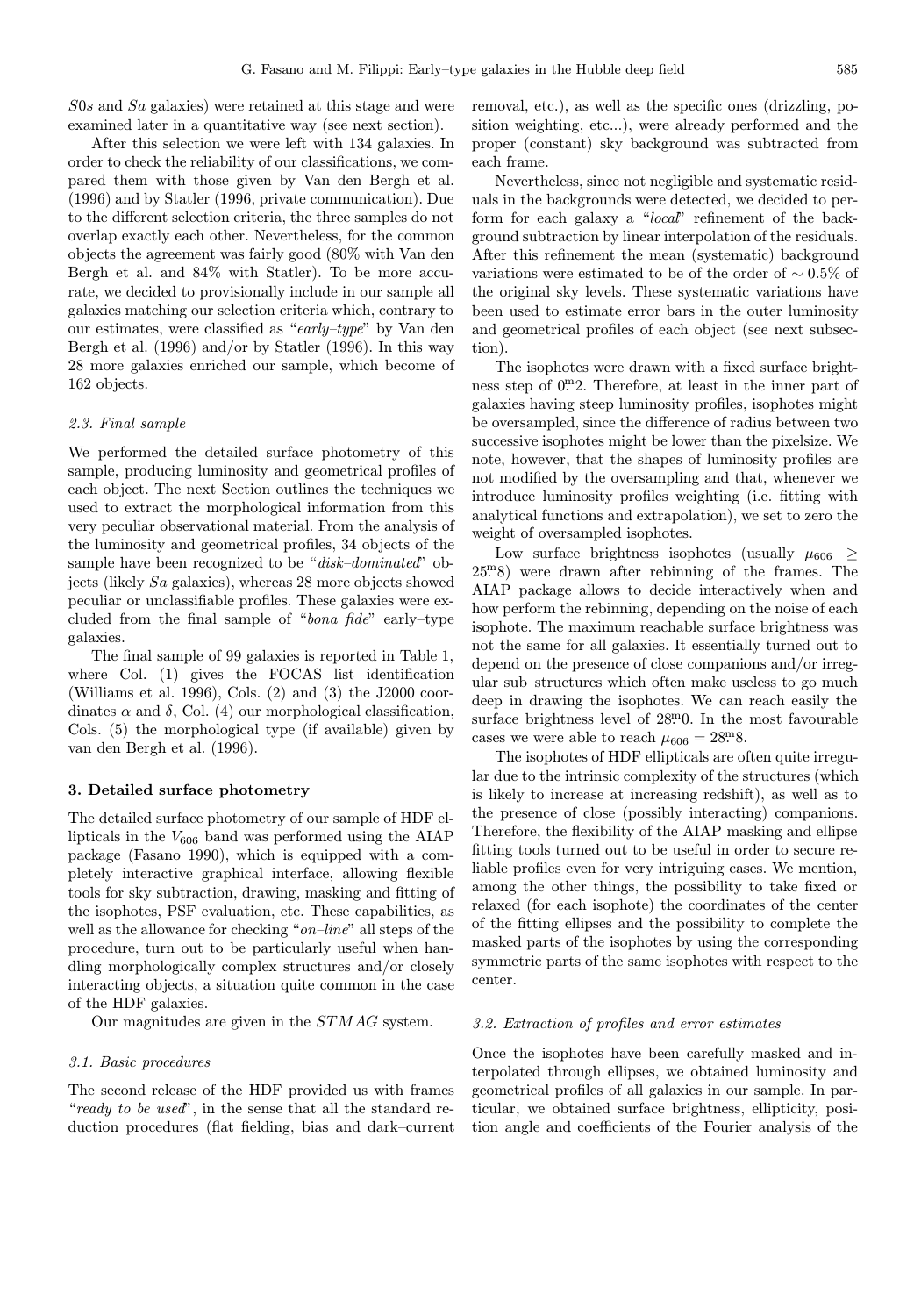*S0s* and *Sa* galaxies) were retained at this stage and were examined later in a quantitative way (see next section).

After this selection we were left with 134 galaxies. In order to check the reliability of our classifications, we compared them with those given by Van den Bergh et al. (1996) and by Statler (1996, private communication). Due to the different selection criteria, the three samples do not overlap exactly each other. Nevertheless, for the common objects the agreement was fairly good (80% with Van den Bergh et al. and 84% with Statler). To be more accurate, we decided to provisionally include in our sample all galaxies matching our selection criteria which, contrary to our estimates, were classified as "*early–type*" by Van den Bergh et al. (1996) and/or by Statler (1996). In this way 28 more galaxies enriched our sample, which become of 162 objects.

### 2.3. Final sample

We performed the detailed surface photometry of this sample, producing luminosity and geometrical profiles of each object. The next Section outlines the techniques we used to extract the morphological information from this very peculiar observational material. From the analysis of the luminosity and geometrical profiles, 34 objects of the sample have been recognized to be "*disk–dominated*" objects (likely *Sa* galaxies), whereas 28 more objects showed peculiar or unclassifiable profiles. These galaxies were excluded from the final sample of "*bona fide*" early–type galaxies.

The final sample of 99 galaxies is reported in Table 1, where Col. (1) gives the FOCAS list identification (Williams et al. 1996), Cols. (2) and (3) the J2000 coordinates $\alpha$ and $\delta$, Col. (4) our morphological classification, Cols. (5) the morphological type (if available) given by van den Bergh et al. (1996).

## 3. Detailed surface photometry

The detailed surface photometry of our sample of HDF ellipticals in the $V_{606}$ band was performed using the AIAP package (Fasano 1990), which is equipped with a completely interactive graphical interface, allowing flexible tools for sky subtraction, drawing, masking and fitting of the isophotes, PSF evaluation, etc. These capabilities, as well as the allowance for checking "*on–line*" all steps of the procedure, turn out to be particularly useful when handling morphologically complex structures and/or closely interacting objects, a situation quite common in the case of the HDF galaxies.

Our magnitudes are given in the *STMAG* system.

### 3.1. Basic procedures

The second release of the HDF provided us with frames "*ready to be used*", in the sense that all the standard reduction procedures (flat fielding, bias and dark–current removal, etc.), as well as the specific ones (drizzling, position weighting, etc...), were already performed and the proper (constant) sky background was subtracted from each frame.

Nevertheless, since not negligible and systematic residuals in the backgrounds were detected, we decided to perform for each galaxy a "*local*" refinement of the background subtraction by linear interpolation of the residuals. After this refinement the mean (systematic) background variations were estimated to be of the order of $\sim 0.5\%$ of the original sky levels. These systematic variations have been used to estimate error bars in the outer luminosity and geometrical profiles of each object (see next subsection).

The isophotes were drawn with a fixed surface brightness step of $0\overset{\mathrm{m}}{.}2$. Therefore, at least in the inner part of galaxies having steep luminosity profiles, isophotes might be oversampled, since the difference of radius between two successive isophotes might be lower than the pixelsize. We note, however, that the shapes of luminosity profiles are not modified by the oversampling and that, whenever we introduce luminosity profiles weighting (i.e. fitting with analytical functions and extrapolation), we set to zero the weight of oversampled isophotes.

Low surface brightness isophotes (usually $\mu_{606} \geq 25\overset{\mathrm{m}}{.}8$) were drawn after rebinning of the frames. The AIAP package allows to decide interactively when and how perform the rebinning, depending on the noise of each isophote. The maximum reachable surface brightness was not the same for all galaxies. It essentially turned out to depend on the presence of close companions and/or irregular sub–structures which often make useless to go much deep in drawing the isophotes. We can reach easily the surface brightness level of $28\overset{\mathrm{m}}{.}0$. In the most favourable cases we were able to reach $\mu_{606} = 28\overset{\mathrm{m}}{.}8$.

The isophotes of HDF ellipticals are often quite irregular due to the intrinsic complexity of the structures (which is likely to increase at increasing redshift), as well as to the presence of close (possibly interacting) companions. Therefore, the flexibility of the AIAP masking and ellipse fitting tools turned out to be useful in order to secure reliable profiles even for very intriguing cases. We mention, among the other things, the possibility to take fixed or relaxed (for each isophote) the coordinates of the center of the fitting ellipses and the possibility to complete the masked parts of the isophotes by using the corresponding symmetric parts of the same isophotes with respect to the center.

### 3.2. Extraction of profiles and error estimates

Once the isophotes have been carefully masked and interpolated through ellipses, we obtained luminosity and geometrical profiles of all galaxies in our sample. In particular, we obtained surface brightness, ellipticity, position angle and coefficients of the Fourier analysis of the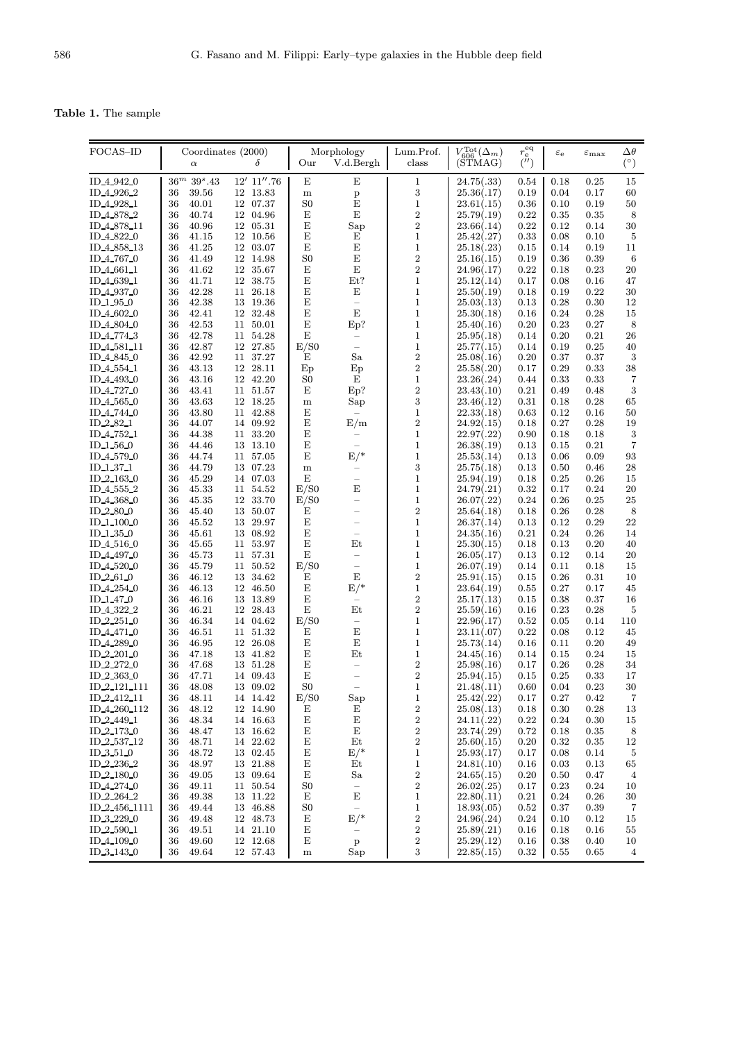**Table 1.** The sample

| FOCAS–ID | Coordinates (2000) $\alpha$ | $\delta$ | Morphology Our | V.d.Bergh | Lum.Prof. class | $V_{606}^{\rm Tot}(\Delta_m)$ (STMAG) | $r_{\rm e}^{\rm eq}$ ($''$) | $\varepsilon_{\rm e}$ | $\varepsilon_{\rm max}$ | $\Delta\theta$ ($^\circ$) |
|---|---|---|---|---|---|---|---|---|---|---|
| ID_4_942_0 | $36^m$ $39^s.43$ | $12'$ $11''.76$ | E | E | 1 | 24.75(.33) | 0.54 | 0.18 | 0.25 | 15 |
| ID_4_926_2 | 36 39.56 | 12 13.83 | m | p | 3 | 25.36(.17) | 0.19 | 0.04 | 0.17 | 60 |
| ID_4_928_1 | 36 40.01 | 12 07.37 | S0 | E | 1 | 23.61(.15) | 0.36 | 0.10 | 0.19 | 50 |
| ID_4_878_2 | 36 40.74 | 12 04.96 | E | E | 2 | 25.79(.19) | 0.22 | 0.35 | 0.35 | 8 |
| ID_4_878_11 | 36 40.96 | 12 05.31 | E | Sap | 2 | 23.66(.14) | 0.22 | 0.12 | 0.14 | 30 |
| ID_4_822_0 | 36 41.15 | 12 10.56 | E | E | 1 | 25.42(.27) | 0.33 | 0.08 | 0.10 | 5 |
| ID_4_858_13 | 36 41.25 | 12 03.07 | E | E | 1 | 25.18(.23) | 0.15 | 0.14 | 0.19 | 11 |
| ID_4_767_0 | 36 41.49 | 12 14.98 | S0 | E | 2 | 25.16(.15) | 0.19 | 0.36 | 0.39 | 6 |
| ID_4_661_1 | 36 41.62 | 12 35.67 | E | E | 2 | 24.96(.17) | 0.22 | 0.18 | 0.23 | 20 |
| ID_4_639_1 | 36 41.71 | 12 38.75 | E | Et? | 1 | 25.12(.14) | 0.17 | 0.08 | 0.16 | 47 |
| ID_4_937_0 | 36 42.28 | 11 26.18 | E | E | 1 | 25.50(.19) | 0.18 | 0.19 | 0.22 | 30 |
| ID_1_95_0 | 36 42.38 | 13 19.36 | E | – | 1 | 25.03(.13) | 0.13 | 0.28 | 0.30 | 12 |
| ID_4_602_0 | 36 42.41 | 12 32.48 | E | E | 1 | 25.30(.18) | 0.16 | 0.24 | 0.28 | 15 |
| ID_4_804_0 | 36 42.53 | 11 50.01 | E | Ep? | 1 | 25.40(.16) | 0.20 | 0.23 | 0.27 | 8 |
| ID_4_774_3 | 36 42.78 | 11 54.28 | E | – | 1 | 25.95(.18) | 0.14 | 0.20 | 0.21 | 26 |
| ID_4_581_11 | 36 42.87 | 12 27.85 | E/S0 | – | 1 | 25.77(.15) | 0.14 | 0.19 | 0.25 | 40 |
| ID_4_845_0 | 36 42.92 | 11 37.27 | E | Sa | 2 | 25.08(.16) | 0.20 | 0.37 | 0.37 | 3 |
| ID_4_554_1 | 36 43.13 | 12 28.11 | Ep | Ep | 2 | 25.58(.20) | 0.17 | 0.29 | 0.33 | 38 |
| ID_4_493_0 | 36 43.16 | 12 42.20 | S0 | E | 1 | 23.26(.24) | 0.44 | 0.33 | 0.33 | 7 |
| ID_4_727_0 | 36 43.41 | 11 51.57 | E | Ep? | 2 | 23.43(.10) | 0.21 | 0.49 | 0.48 | 3 |
| ID_4_565_0 | 36 43.63 | 12 18.25 | m | Sap | 3 | 23.46(.12) | 0.31 | 0.18 | 0.28 | 65 |
| ID_4_744_0 | 36 43.80 | 11 42.88 | E | – | 1 | 22.33(.18) | 0.63 | 0.12 | 0.16 | 50 |
| ID_2_82_1 | 36 44.07 | 14 09.92 | E | E/m | 2 | 24.92(.15) | 0.18 | 0.27 | 0.28 | 19 |
| ID_4_752_1 | 36 44.38 | 11 33.20 | E | – | 2 | 22.97(.22) | 0.90 | 0.18 | 0.18 | 3 |
| ID_1_56_0 | 36 44.46 | 13 13.10 | E | – | 1 | 26.38(.19) | 0.13 | 0.15 | 0.21 | 7 |
| ID_4_579_0 | 36 44.74 | 11 57.05 | E | E/* | 1 | 25.53(.14) | 0.13 | 0.06 | 0.09 | 93 |
| ID_1_37_1 | 36 44.79 | 13 07.23 | m | – | 3 | 25.75(.18) | 0.13 | 0.50 | 0.46 | 28 |
| ID_2_163_0 | 36 45.29 | 14 07.03 | E | – | 1 | 25.94(.19) | 0.18 | 0.25 | 0.26 | 15 |
| ID_4_555_2 | 36 45.33 | 11 54.52 | E/S0 | E | 1 | 24.79(.21) | 0.32 | 0.17 | 0.24 | 20 |
| ID_4_368_0 | 36 45.35 | 12 33.70 | E/S0 | – | 1 | 26.07(.22) | 0.24 | 0.26 | 0.25 | 25 |
| ID_2_80_0 | 36 45.40 | 13 50.07 | E | – | 2 | 25.64(.18) | 0.18 | 0.26 | 0.28 | 8 |
| ID_1_100_0 | 36 45.52 | 13 29.97 | E | – | 1 | 26.37(.14) | 0.13 | 0.12 | 0.29 | 22 |
| ID_1_35_0 | 36 45.61 | 13 08.92 | E | – | 1 | 24.35(.16) | 0.21 | 0.24 | 0.26 | 14 |
| ID_4_516_0 | 36 45.65 | 11 53.97 | E | Et | 1 | 25.30(.15) | 0.18 | 0.13 | 0.20 | 40 |
| ID_4_497_0 | 36 45.73 | 11 57.31 | E | – | 1 | 26.05(.17) | 0.13 | 0.12 | 0.14 | 20 |
| ID_4_520_0 | 36 45.79 | 11 50.52 | E/S0 | – | 1 | 26.07(.19) | 0.14 | 0.11 | 0.18 | 15 |
| ID_2_61_0 | 36 46.12 | 13 34.62 | E | E | 2 | 25.91(.15) | 0.15 | 0.26 | 0.31 | 10 |
| ID_4_254_0 | 36 46.13 | 12 46.50 | E | E/* | 1 | 23.64(.19) | 0.55 | 0.27 | 0.17 | 45 |
| ID_1_47_0 | 36 46.16 | 13 13.89 | E | – | 2 | 25.17(.13) | 0.15 | 0.38 | 0.37 | 16 |
| ID_4_322_2 | 36 46.21 | 12 28.43 | E | Et | 2 | 25.59(.16) | 0.16 | 0.23 | 0.28 | 5 |
| ID_2_251_0 | 36 46.34 | 14 04.62 | E/S0 | – | 1 | 22.96(.17) | 0.52 | 0.05 | 0.14 | 110 |
| ID_4_471_0 | 36 46.51 | 11 51.32 | E | E | 1 | 23.11(.07) | 0.22 | 0.08 | 0.12 | 45 |
| ID_4_289_0 | 36 46.95 | 12 26.08 | E | E | 1 | 25.73(.14) | 0.16 | 0.11 | 0.20 | 49 |
| ID_2_201_0 | 36 47.18 | 13 41.82 | E | Et | 1 | 24.45(.16) | 0.14 | 0.15 | 0.24 | 15 |
| ID_2_272_0 | 36 47.68 | 13 51.28 | E | – | 2 | 25.98(.16) | 0.17 | 0.26 | 0.28 | 34 |
| ID_2_363_0 | 36 47.71 | 14 09.43 | E | – | 2 | 25.94(.15) | 0.15 | 0.25 | 0.33 | 17 |
| ID_2_121_111 | 36 48.08 | 13 09.02 | S0 | – | 1 | 21.48(.11) | 0.60 | 0.04 | 0.23 | 30 |
| ID_2_412_11 | 36 48.11 | 14 14.42 | E/S0 | Sap | 1 | 25.42(.22) | 0.17 | 0.27 | 0.42 | 7 |
| ID_4_260_112 | 36 48.12 | 12 14.90 | E | E | 2 | 25.08(.13) | 0.18 | 0.30 | 0.28 | 13 |
| ID_2_449_1 | 36 48.34 | 14 16.63 | E | E | 2 | 24.11(.22) | 0.22 | 0.24 | 0.30 | 15 |
| ID_2_173_0 | 36 48.47 | 13 16.62 | E | E | 2 | 23.74(.29) | 0.72 | 0.18 | 0.35 | 8 |
| ID_2_537_12 | 36 48.71 | 14 22.62 | E | Et | 2 | 25.60(.15) | 0.20 | 0.32 | 0.35 | 12 |
| ID_3_51_0 | 36 48.72 | 13 02.45 | E | E/* | 1 | 25.93(.17) | 0.17 | 0.08 | 0.14 | 5 |
| ID_2_236_2 | 36 48.97 | 13 21.88 | E | Et | 1 | 24.81(.10) | 0.16 | 0.03 | 0.13 | 65 |
| ID_2_180_0 | 36 49.05 | 13 09.64 | E | Sa | 2 | 24.65(.15) | 0.20 | 0.50 | 0.47 | 4 |
| ID_4_274_0 | 36 49.11 | 11 50.54 | S0 | – | 2 | 26.02(.25) | 0.17 | 0.23 | 0.24 | 10 |
| ID_2_264_2 | 36 49.38 | 13 11.22 | E | E | 1 | 22.80(.11) | 0.21 | 0.24 | 0.26 | 30 |
| ID_2_456_1111 | 36 49.44 | 13 46.88 | S0 | – | 1 | 18.93(.05) | 0.52 | 0.37 | 0.39 | 7 |
| ID_3_229_0 | 36 49.48 | 12 48.73 | E | E/* | 2 | 24.96(.24) | 0.24 | 0.10 | 0.12 | 15 |
| ID_2_590_1 | 36 49.51 | 14 21.10 | E | – | 2 | 25.89(.21) | 0.16 | 0.18 | 0.16 | 55 |
| ID_4_109_0 | 36 49.60 | 12 12.68 | E | p | 2 | 25.29(.12) | 0.16 | 0.38 | 0.40 | 10 |
| ID_3_143_0 | 36 49.64 | 12 57.43 | m | Sap | 3 | 22.85(.15) | 0.32 | 0.55 | 0.65 | 4 |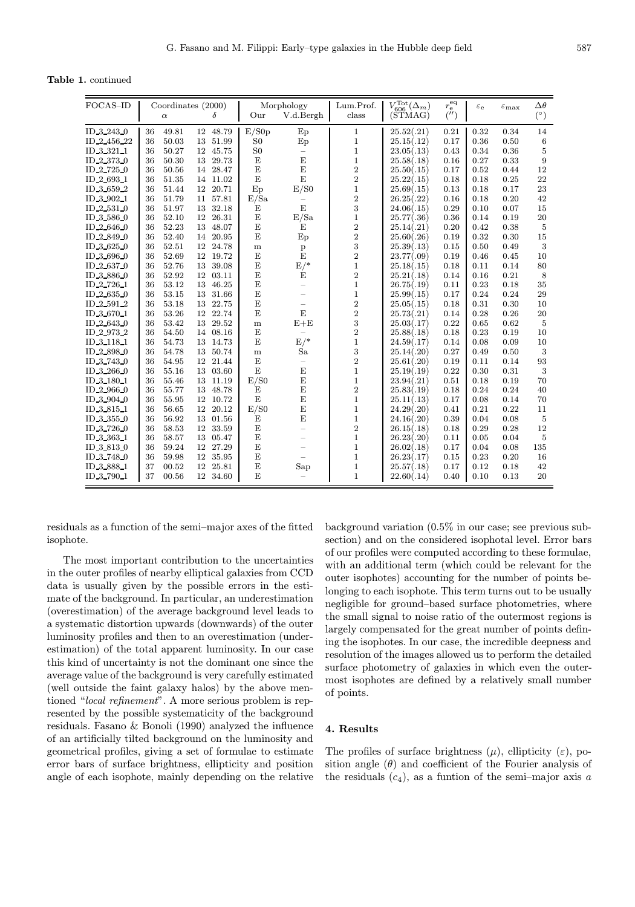**Table 1.** continued

| FOCAS–ID | Coordinates (2000) $\alpha$ | $\delta$ | Morphology Our | V.d.Bergh | Lum.Prof. class | $V_{606}^{\rm Tot}(\Delta_m)$ (STMAG) | $r_e^{\rm eq}$ ($''$) | $\varepsilon_e$ | $\varepsilon_{\max}$ | $\Delta\theta$ ($^\circ$) |
|---|---|---|---|---|---|---|---|---|---|---|
| ID_3_243_0 | 36 49.81 | 12 48.79 | E/S0p | Ep | 1 | 25.52(.21) | 0.21 | 0.32 | 0.34 | 14 |
| ID_2_456_22 | 36 50.03 | 13 51.99 | S0 | Ep | 1 | 25.15(.12) | 0.17 | 0.36 | 0.50 | 6 |
| ID_3_321_1 | 36 50.27 | 12 45.75 | S0 | – | 1 | 23.05(.13) | 0.43 | 0.34 | 0.36 | 5 |
| ID_2_373_0 | 36 50.30 | 13 29.73 | E | E | 1 | 25.58(.18) | 0.16 | 0.27 | 0.33 | 9 |
| ID_2_725_0 | 36 50.56 | 14 28.47 | E | E | 2 | 25.50(.15) | 0.17 | 0.52 | 0.44 | 12 |
| ID_2_693_1 | 36 51.35 | 14 11.02 | E | E | 2 | 25.22(.15) | 0.18 | 0.18 | 0.25 | 22 |
| ID_3_659_2 | 36 51.44 | 12 20.71 | Ep | E/S0 | 1 | 25.69(.15) | 0.13 | 0.18 | 0.17 | 23 |
| ID_3_902_1 | 36 51.79 | 11 57.81 | E/Sa | – | 2 | 26.25(.22) | 0.16 | 0.18 | 0.20 | 42 |
| ID_2_531_0 | 36 51.97 | 13 32.18 | E | E | 3 | 24.06(.15) | 0.29 | 0.10 | 0.07 | 15 |
| ID_3_586_0 | 36 52.10 | 12 26.31 | E | E/Sa | 1 | 25.77(.36) | 0.36 | 0.14 | 0.19 | 20 |
| ID_2_646_0 | 36 52.23 | 13 48.07 | E | E | 2 | 25.14(.21) | 0.20 | 0.42 | 0.38 | 5 |
| ID_2_849_0 | 36 52.40 | 14 20.95 | E | Ep | 2 | 25.60(.26) | 0.19 | 0.32 | 0.30 | 15 |
| ID_3_625_0 | 36 52.51 | 12 24.78 | m | p | 3 | 25.39(.13) | 0.15 | 0.50 | 0.49 | 3 |
| ID_3_696_0 | 36 52.69 | 12 19.72 | E | E | 2 | 23.77(.09) | 0.19 | 0.46 | 0.45 | 10 |
| ID_2_637_0 | 36 52.76 | 13 39.08 | E | E/* | 1 | 25.18(.15) | 0.18 | 0.11 | 0.14 | 80 |
| ID_3_886_0 | 36 52.92 | 12 03.11 | E | E | 2 | 25.21(.18) | 0.14 | 0.16 | 0.21 | 8 |
| ID_2_726_1 | 36 53.12 | 13 46.25 | E | – | 1 | 26.75(.19) | 0.11 | 0.23 | 0.18 | 35 |
| ID_2_635_0 | 36 53.15 | 13 31.66 | E | – | 1 | 25.99(.15) | 0.17 | 0.24 | 0.24 | 29 |
| ID_2_591_2 | 36 53.18 | 13 22.75 | E | – | 2 | 25.05(.15) | 0.18 | 0.31 | 0.30 | 10 |
| ID_3_670_1 | 36 53.26 | 12 22.74 | E | E | 2 | 25.73(.21) | 0.14 | 0.28 | 0.26 | 20 |
| ID_2_643_0 | 36 53.42 | 13 29.52 | m | E+E | 3 | 25.03(.17) | 0.22 | 0.65 | 0.62 | 5 |
| ID_2_973_2 | 36 54.50 | 14 08.16 | E | – | 2 | 25.88(.18) | 0.18 | 0.23 | 0.19 | 10 |
| ID_3_118_1 | 36 54.73 | 13 14.73 | E | E/* | 1 | 24.59(.17) | 0.14 | 0.08 | 0.09 | 10 |
| ID_2_898_0 | 36 54.78 | 13 50.74 | m | Sa | 3 | 25.14(.20) | 0.27 | 0.49 | 0.50 | 3 |
| ID_3_743_0 | 36 54.95 | 12 21.44 | E | – | 2 | 25.61(.20) | 0.19 | 0.11 | 0.14 | 93 |
| ID_3_266_0 | 36 55.16 | 13 03.60 | E | E | 1 | 25.19(.19) | 0.22 | 0.30 | 0.31 | 3 |
| ID_3_180_1 | 36 55.46 | 13 11.19 | E/S0 | E | 1 | 23.94(.21) | 0.51 | 0.18 | 0.19 | 70 |
| ID_2_966_0 | 36 55.77 | 13 48.78 | E | E | 2 | 25.83(.19) | 0.18 | 0.24 | 0.24 | 40 |
| ID_3_904_0 | 36 55.95 | 12 10.72 | E | E | 1 | 25.11(.13) | 0.17 | 0.08 | 0.14 | 70 |
| ID_3_815_1 | 36 56.65 | 12 20.12 | E/S0 | E | 1 | 24.29(.20) | 0.41 | 0.21 | 0.22 | 11 |
| ID_3_355_0 | 36 56.92 | 13 01.56 | E | E | 1 | 24.16(.20) | 0.39 | 0.04 | 0.08 | 5 |
| ID_3_726_0 | 36 58.53 | 12 33.59 | E | – | 2 | 26.15(.18) | 0.18 | 0.29 | 0.28 | 12 |
| ID_3_363_1 | 36 58.57 | 13 05.47 | E | – | 1 | 26.23(.20) | 0.11 | 0.05 | 0.04 | 5 |
| ID_3_813_0 | 36 59.24 | 12 27.29 | E | – | 1 | 26.02(.18) | 0.17 | 0.04 | 0.08 | 135 |
| ID_3_748_0 | 36 59.98 | 12 35.95 | E | – | 1 | 26.23(.17) | 0.15 | 0.23 | 0.20 | 16 |
| ID_3_888_1 | 37 00.52 | 12 25.81 | E | Sap | 1 | 25.57(.18) | 0.17 | 0.12 | 0.18 | 42 |
| ID_3_790_1 | 37 00.56 | 12 34.60 | E | – | 1 | 22.60(.14) | 0.40 | 0.10 | 0.13 | 20 |

residuals as a function of the semi–major axes of the fitted isophote.

The most important contribution to the uncertainties in the outer profiles of nearby elliptical galaxies from CCD data is usually given by the possible errors in the estimate of the background. In particular, an underestimation (overestimation) of the average background level leads to a systematic distortion upwards (downwards) of the outer luminosity profiles and then to an overestimation (underestimation) of the total apparent luminosity. In our case this kind of uncertainty is not the dominant one since the average value of the background is very carefully estimated (well outside the faint galaxy halos) by the above mentioned "*local refinement*". A more serious problem is represented by the possible systematicity of the background residuals. Fasano & Bonoli (1990) analyzed the influence of an artificially tilted background on the luminosity and geometrical profiles, giving a set of formulae to estimate error bars of surface brightness, ellipticity and position angle of each isophote, mainly depending on the relative background variation (0.5% in our case; see previous subsection) and on the considered isophotal level. Error bars of our profiles were computed according to these formulae, with an additional term (which could be relevant for the outer isophotes) accounting for the number of points belonging to each isophote. This term turns out to be usually negligible for ground–based surface photometries, where the small signal to noise ratio of the outermost regions is largely compensated for the great number of points defining the isophotes. In our case, the incredible deepness and resolution of the images allowed us to perform the detailed surface photometry of galaxies in which even the outermost isophotes are defined by a relatively small number of points.

## 4. Results

The profiles of surface brightness ($\mu$), ellipticity ($\varepsilon$), position angle ($\theta$) and coefficient of the Fourier analysis of the residuals ($c_4$), as a funtion of the semi–major axis $a$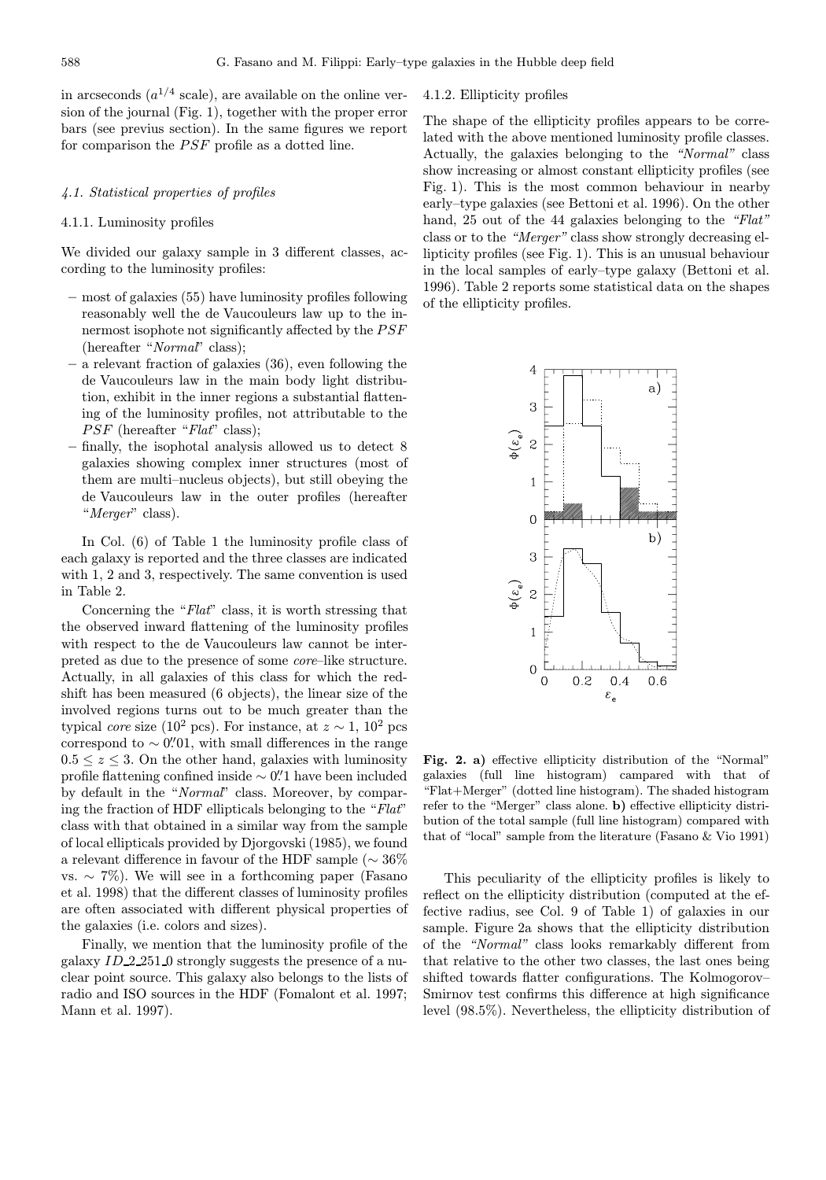in arcseconds ($a^{1/4}$ scale), are available on the online version of the journal (Fig. 1), together with the proper error bars (see previus section). In the same figures we report for comparison the $PSF$ profile as a dotted line.

### 4.1. Statistical properties of profiles

#### 4.1.1. Luminosity profiles

We divided our galaxy sample in 3 different classes, according to the luminosity profiles:

- most of galaxies (55) have luminosity profiles following reasonably well the de Vaucouleurs law up to the innermost isophote not significantly affected by the $PSF$ (hereafter "*Normal*" class);
- a relevant fraction of galaxies (36), even following the de Vaucouleurs law in the main body light distribution, exhibit in the inner regions a substantial flattening of the luminosity profiles, not attributable to the $PSF$ (hereafter "*Flat*" class);
- finally, the isophotal analysis allowed us to detect 8 galaxies showing complex inner structures (most of them are multi–nucleus objects), but still obeying the de Vaucouleurs law in the outer profiles (hereafter "*Merger*" class).

In Col. (6) of Table 1 the luminosity profile class of each galaxy is reported and the three classes are indicated with 1, 2 and 3, respectively. The same convention is used in Table 2.

Concerning the "*Flat*" class, it is worth stressing that the observed inward flattening of the luminosity profiles with respect to the de Vaucouleurs law cannot be interpreted as due to the presence of some *core*–like structure. Actually, in all galaxies of this class for which the redshift has been measured (6 objects), the linear size of the involved regions turns out to be much greater than the typical *core* size ($10^2$ pcs). For instance, at $z \sim 1$, $10^2$ pcs correspond to $\sim 0\farcs01$, with small differences in the range $0.5 \leq z \leq 3$. On the other hand, galaxies with luminosity profile flattening confined inside $\sim 0\farcs1$ have been included by default in the "*Normal*" class. Moreover, by comparing the fraction of HDF ellipticals belonging to the "*Flat*" class with that obtained in a similar way from the sample of local ellipticals provided by Djorgovski (1985), we found a relevant difference in favour of the HDF sample ($\sim 36\%$ vs. $\sim 7\%$). We will see in a forthcoming paper (Fasano et al. 1998) that the different classes of luminosity profiles are often associated with different physical properties of the galaxies (i.e. colors and sizes).

Finally, we mention that the luminosity profile of the galaxy *ID_2_251_0* strongly suggests the presence of a nuclear point source. This galaxy also belongs to the lists of radio and ISO sources in the HDF (Fomalont et al. 1997; Mann et al. 1997).

#### 4.1.2. Ellipticity profiles

The shape of the ellipticity profiles appears to be correlated with the above mentioned luminosity profile classes. Actually, the galaxies belonging to the *"Normal"* class show increasing or almost constant ellipticity profiles (see Fig. 1). This is the most common behaviour in nearby early–type galaxies (see Bettoni et al. 1996). On the other hand, 25 out of the 44 galaxies belonging to the *"Flat"* class or to the *"Merger"* class show strongly decreasing ellipticity profiles (see Fig. 1). This is an unusual behaviour in the local samples of early–type galaxy (Bettoni et al. 1996). Table 2 reports some statistical data on the shapes of the ellipticity profiles.

**Fig. 2. a)** effective ellipticity distribution of the "Normal" galaxies (full line histogram) campared with that of "Flat+Merger" (dotted line histogram). The shaded histogram refer to the "Merger" class alone. **b)** effective ellipticity distribution of the total sample (full line histogram) compared with that of "local" sample from the literature (Fasano & Vio 1991)

This peculiarity of the ellipticity profiles is likely to reflect on the ellipticity distribution (computed at the effective radius, see Col. 9 of Table 1) of galaxies in our sample. Figure 2a shows that the ellipticity distribution of the *"Normal"* class looks remarkably different from that relative to the other two classes, the last ones being shifted towards flatter configurations. The Kolmogorov–Smirnov test confirms this difference at high significance level (98.5%). Nevertheless, the ellipticity distribution of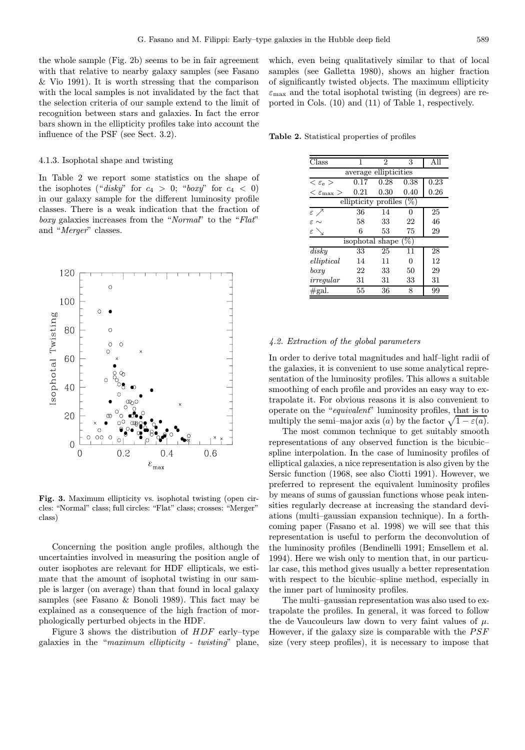the whole sample (Fig. 2b) seems to be in fair agreement with that relative to nearby galaxy samples (see Fasano & Vio 1991). It is worth stressing that the comparison with the local samples is not invalidated by the fact that the selection criteria of our sample extend to the limit of recognition between stars and galaxies. In fact the error bars shown in the ellipticity profiles take into account the influence of the PSF (see Sect. 3.2).

#### 4.1.3. Isophotal shape and twisting

In Table 2 we report some statistics on the shape of the isophotes ("*disky*" for $c_4 > 0$; "*boxy*" for $c_4 < 0$) in our galaxy sample for the different luminosity profile classes. There is a weak indication that the fraction of *boxy* galaxies increases from the "*Normal*" to the "*Flat*" and "*Merger*" classes.

**Fig. 3.** Maximum ellipticity vs. isophotal twisting (open circles: "Normal" class; full circles: "Flat" class; crosses: "Merger" class)

Concerning the position angle profiles, although the uncertainties involved in measuring the position angle of outer isophotes are relevant for HDF ellipticals, we estimate that the amount of isophotal twisting in our sample is larger (on average) than that found in local galaxy samples (see Fasano & Bonoli 1989). This fact may be explained as a consequence of the high fraction of morphologically perturbed objects in the HDF.

Figure 3 shows the distribution of *HDF* early–type galaxies in the "*maximum ellipticity - twisting*" plane, which, even being qualitatively similar to that of local samples (see Galletta 1980), shows an higher fraction of significantly twisted objects. The maximum ellipticity $\varepsilon_{\max}$ and the total isophotal twisting (in degrees) are reported in Cols. (10) and (11) of Table 1, respectively.

**Table 2.** Statistical properties of profiles

| Class | 1 | 2 | 3 | All |
|---|---|---|---|---|
| average ellipticities | | | | |
| $<\varepsilon_{\rm e}>$ | 0.17 | 0.28 | 0.38 | 0.23 |
| $<\varepsilon_{\max}>$ | 0.21 | 0.30 | 0.40 | 0.26 |
| ellipticity profiles (%) | | | | |
| $\varepsilon \nearrow$ | 36 | 14 | 0 | 25 |
| $\varepsilon \sim$ | 58 | 33 | 22 | 46 |
| $\varepsilon \searrow$ | 6 | 53 | 75 | 29 |
| isophotal shape (%) | | | | |
| *disky* | 33 | 25 | 11 | 28 |
| *elliptical* | 14 | 11 | 0 | 12 |
| *boxy* | 22 | 33 | 50 | 29 |
| *irregular* | 31 | 31 | 33 | 31 |
| #gal. | 55 | 36 | 8 | 99 |

### *4.2. Extraction of the global parameters*

In order to derive total magnitudes and half–light radii of the galaxies, it is convenient to use some analytical representation of the luminosity profiles. This allows a suitable smoothing of each profile and provides an easy way to extrapolate it. For obvious reasons it is also convenient to operate on the "*equivalent*" luminosity profiles, that is to multiply the semi–major axis ($a$) by the factor $\sqrt{1-\varepsilon(a)}$.

The most common technique to get suitably smooth representations of any observed function is the bicubic–spline interpolation. In the case of luminosity profiles of elliptical galaxies, a nice representation is also given by the Sersic function (1968, see also Ciotti 1991). However, we preferred to represent the equivalent luminosity profiles by means of sums of gaussian functions whose peak intensities regularly decrease at increasing the standard deviations (multi–gaussian expansion technique). In a forthcoming paper (Fasano et al. 1998) we will see that this representation is useful to perform the deconvolution of the luminosity profiles (Bendinelli 1991; Emsellem et al. 1994). Here we wish only to mention that, in our particular case, this method gives usually a better representation with respect to the bicubic–spline method, especially in the inner part of luminosity profiles.

The multi–gaussian representation was also used to extrapolate the profiles. In general, it was forced to follow the de Vaucouleurs law down to very faint values of $\mu$. However, if the galaxy size is comparable with the $PSF$ size (very steep profiles), it is necessary to impose that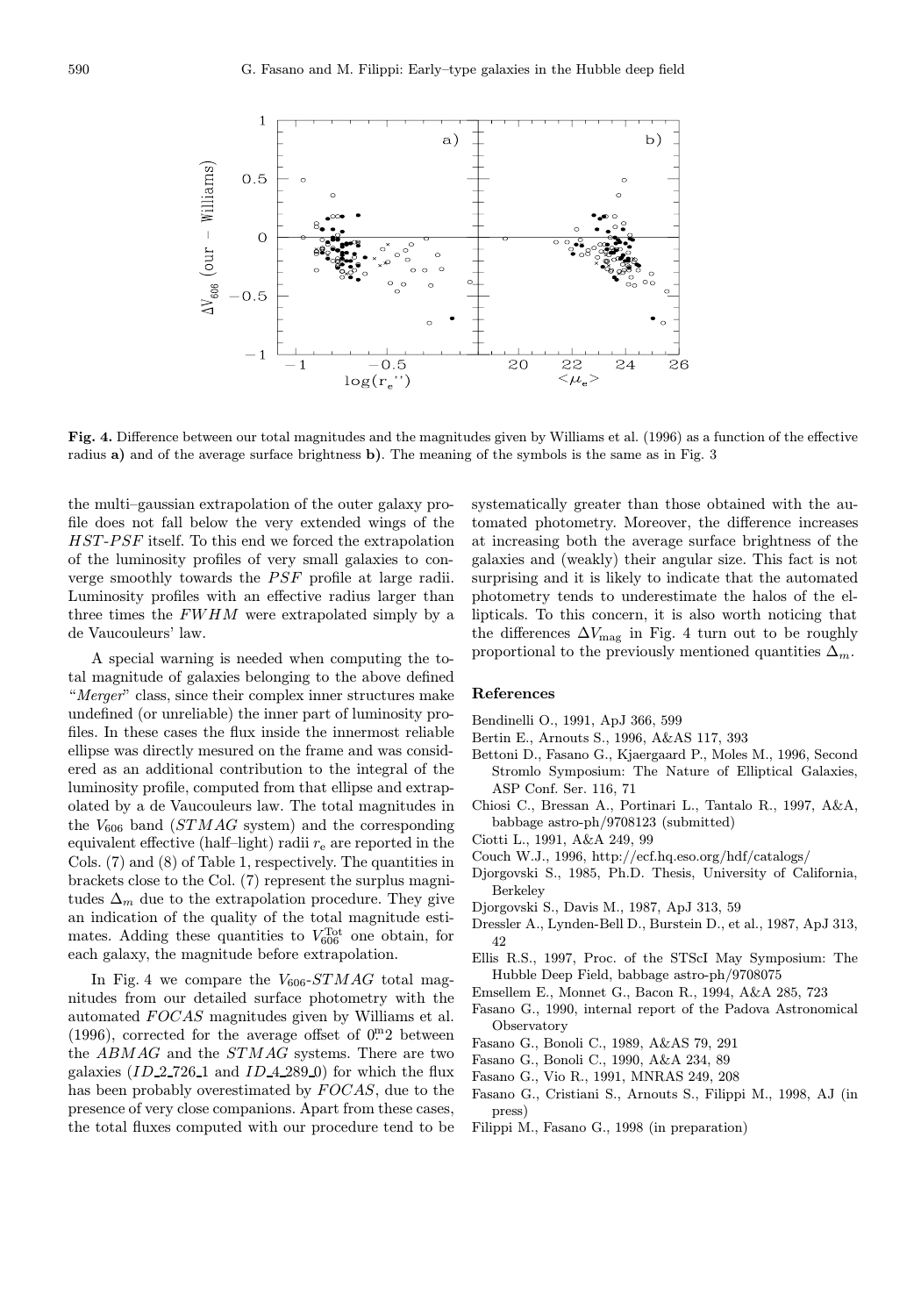**Fig. 4.** Difference between our total magnitudes and the magnitudes given by Williams et al. (1996) as a function of the effective radius **a)** and of the average surface brightness **b)**. The meaning of the symbols is the same as in Fig. 3

the multi–gaussian extrapolation of the outer galaxy profile does not fall below the very extended wings of the *HST-PSF* itself. To this end we forced the extrapolation of the luminosity profiles of very small galaxies to converge smoothly towards the *PSF* profile at large radii. Luminosity profiles with an effective radius larger than three times the *FWHM* were extrapolated simply by a de Vaucouleurs' law.

A special warning is needed when computing the total magnitude of galaxies belonging to the above defined "*Merger*" class, since their complex inner structures make undefined (or unreliable) the inner part of luminosity profiles. In these cases the flux inside the innermost reliable ellipse was directly mesured on the frame and was considered as an additional contribution to the integral of the luminosity profile, computed from that ellipse and extrapolated by a de Vaucouleurs law. The total magnitudes in the $V_{606}$ band (*STMAG* system) and the corresponding equivalent effective (half–light) radii $r_e$ are reported in the Cols. (7) and (8) of Table 1, respectively. The quantities in brackets close to the Col. (7) represent the surplus magnitudes $\Delta_m$ due to the extrapolation procedure. They give an indication of the quality of the total magnitude estimates. Adding these quantities to $V_{606}^{\rm Tot}$ one obtain, for each galaxy, the magnitude before extrapolation.

In Fig. 4 we compare the $V_{606}$-*STMAG* total magnitudes from our detailed surface photometry with the automated *FOCAS* magnitudes given by Williams et al. (1996), corrected for the average offset of $0\overset{\rm m}{.}2$ between the *ABMAG* and the *STMAG* systems. There are two galaxies ($ID\_2\_726\_1$ and $ID\_4\_289\_0$) for which the flux has been probably overestimated by *FOCAS*, due to the presence of very close companions. Apart from these cases, the total fluxes computed with our procedure tend to be systematically greater than those obtained with the automated photometry. Moreover, the difference increases at increasing both the average surface brightness of the galaxies and (weakly) their angular size. This fact is not surprising and it is likely to indicate that the automated photometry tends to underestimate the halos of the ellipticals. To this concern, it is also worth noticing that the differences $\Delta V_{\rm mag}$ in Fig. 4 turn out to be roughly proportional to the previously mentioned quantities $\Delta_m$.

## References

Bendinelli O., 1991, ApJ 366, 599
Bertin E., Arnouts S., 1996, A&AS 117, 393
Bettoni D., Fasano G., Kjaergaard P., Moles M., 1996, Second Stromlo Symposium: The Nature of Elliptical Galaxies, ASP Conf. Ser. 116, 71
Chiosi C., Bressan A., Portinari L., Tantalo R., 1997, A&A, babbage astro-ph/9708123 (submitted)
Ciotti L., 1991, A&A 249, 99
Couch W.J., 1996, http://ecf.hq.eso.org/hdf/catalogs/
Djorgovski S., 1985, Ph.D. Thesis, University of California, Berkeley
Djorgovski S., Davis M., 1987, ApJ 313, 59
Dressler A., Lynden-Bell D., Burstein D., et al., 1987, ApJ 313, 42
Ellis R.S., 1997, Proc. of the STScI May Symposium: The Hubble Deep Field, babbage astro-ph/9708075
Emsellem E., Monnet G., Bacon R., 1994, A&A 285, 723
Fasano G., 1990, internal report of the Padova Astronomical Observatory
Fasano G., Bonoli C., 1989, A&AS 79, 291
Fasano G., Bonoli C., 1990, A&A 234, 89
Fasano G., Vio R., 1991, MNRAS 249, 208
Fasano G., Cristiani S., Arnouts S., Filippi M., 1998, AJ (in press)
Filippi M., Fasano G., 1998 (in preparation)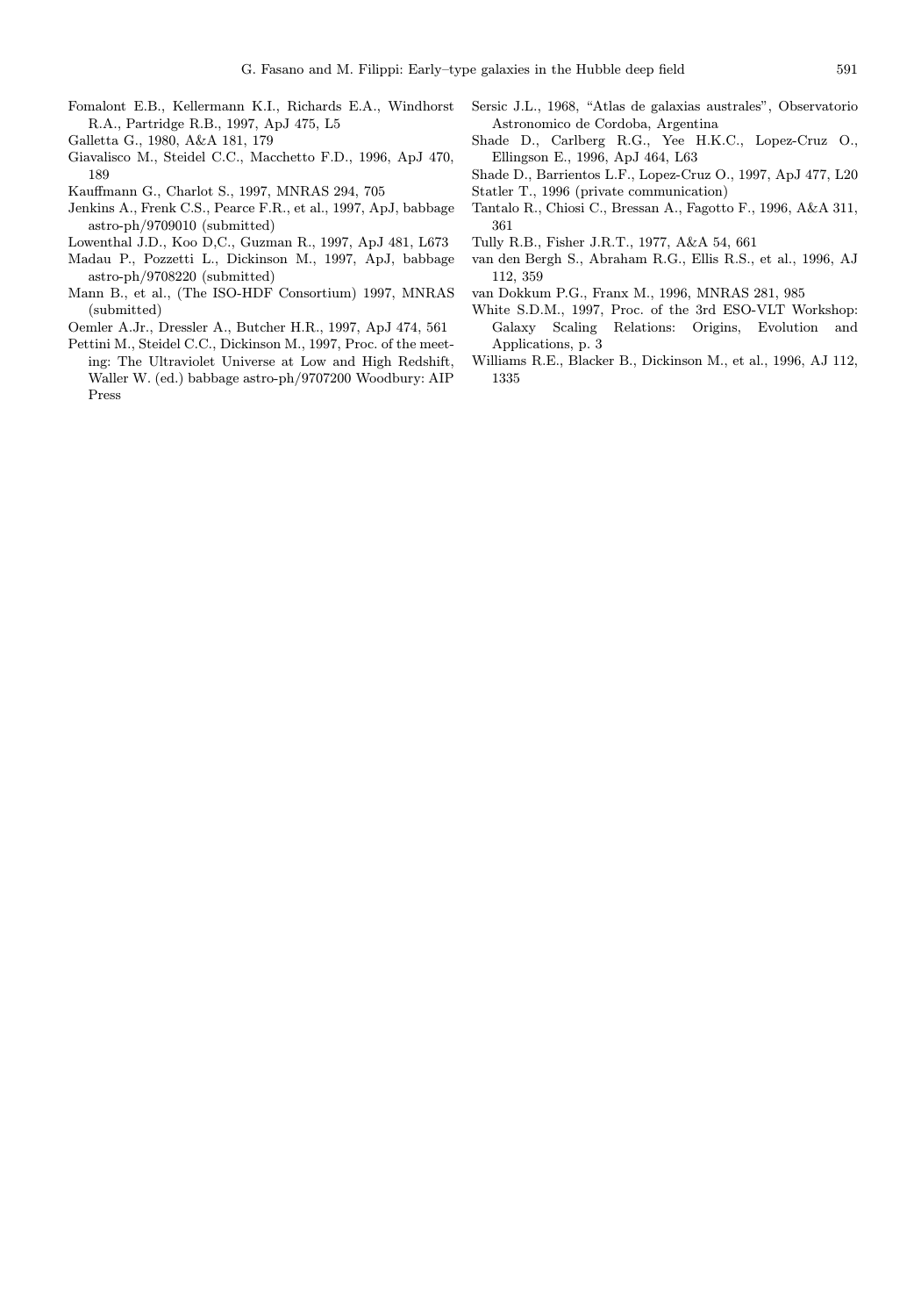Fomalont E.B., Kellermann K.I., Richards E.A., Windhorst R.A., Partridge R.B., 1997, ApJ 475, L5

Galletta G., 1980, A&A 181, 179

Giavalisco M., Steidel C.C., Macchetto F.D., 1996, ApJ 470, 189

Kauffmann G., Charlot S., 1997, MNRAS 294, 705

Jenkins A., Frenk C.S., Pearce F.R., et al., 1997, ApJ, babbage astro-ph/9709010 (submitted)

Lowenthal J.D., Koo D,C., Guzman R., 1997, ApJ 481, L673

Madau P., Pozzetti L., Dickinson M., 1997, ApJ, babbage astro-ph/9708220 (submitted)

Mann B., et al., (The ISO-HDF Consortium) 1997, MNRAS (submitted)

Oemler A.Jr., Dressler A., Butcher H.R., 1997, ApJ 474, 561

Pettini M., Steidel C.C., Dickinson M., 1997, Proc. of the meeting: The Ultraviolet Universe at Low and High Redshift, Waller W. (ed.) babbage astro-ph/9707200 Woodbury: AIP Press

Sersic J.L., 1968, "Atlas de galaxias australes", Observatorio Astronomico de Cordoba, Argentina

Shade D., Carlberg R.G., Yee H.K.C., Lopez-Cruz O., Ellingson E., 1996, ApJ 464, L63

Shade D., Barrientos L.F., Lopez-Cruz O., 1997, ApJ 477, L20

Statler T., 1996 (private communication)

Tantalo R., Chiosi C., Bressan A., Fagotto F., 1996, A&A 311, 361

Tully R.B., Fisher J.R.T., 1977, A&A 54, 661

van den Bergh S., Abraham R.G., Ellis R.S., et al., 1996, AJ 112, 359

van Dokkum P.G., Franx M., 1996, MNRAS 281, 985

White S.D.M., 1997, Proc. of the 3rd ESO-VLT Workshop: Galaxy Scaling Relations: Origins, Evolution and Applications, p. 3

Williams R.E., Blacker B., Dickinson M., et al., 1996, AJ 112, 1335